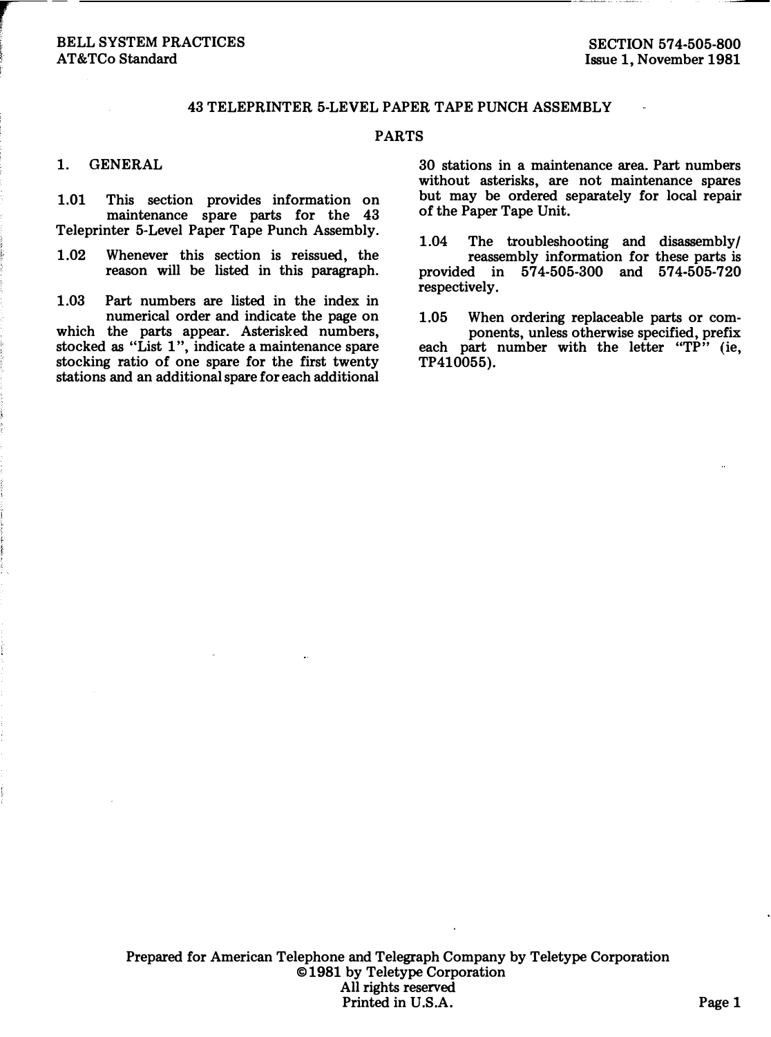BELL SYSTEM PRACTICES
AT&TCo Standard

SECTION 574-505-800
Issue 1, November 1981

# 43 TELEPRINTER 5-LEVEL PAPER TAPE PUNCH ASSEMBLY

## PARTS

### 1. GENERAL

1.01 This section provides information on maintenance spare parts for the 43 Teleprinter 5-Level Paper Tape Punch Assembly.

1.02 Whenever this section is reissued, the reason will be listed in this paragraph.

1.03 Part numbers are listed in the index in numerical order and indicate the page on which the parts appear. Asterisked numbers, stocked as "List 1", indicate a maintenance spare stocking ratio of one spare for the first twenty stations and an additional spare for each additional 30 stations in a maintenance area. Part numbers without asterisks, are not maintenance spares but may be ordered separately for local repair of the Paper Tape Unit.

1.04 The troubleshooting and disassembly/reassembly information for these parts is provided in 574-505-300 and 574-505-720 respectively.

1.05 When ordering replaceable parts or components, unless otherwise specified, prefix each part number with the letter "TP" (ie, TP410055).

Prepared for American Telephone and Telegraph Company by Teletype Corporation
©1981 by Teletype Corporation
All rights reserved
Printed in U.S.A.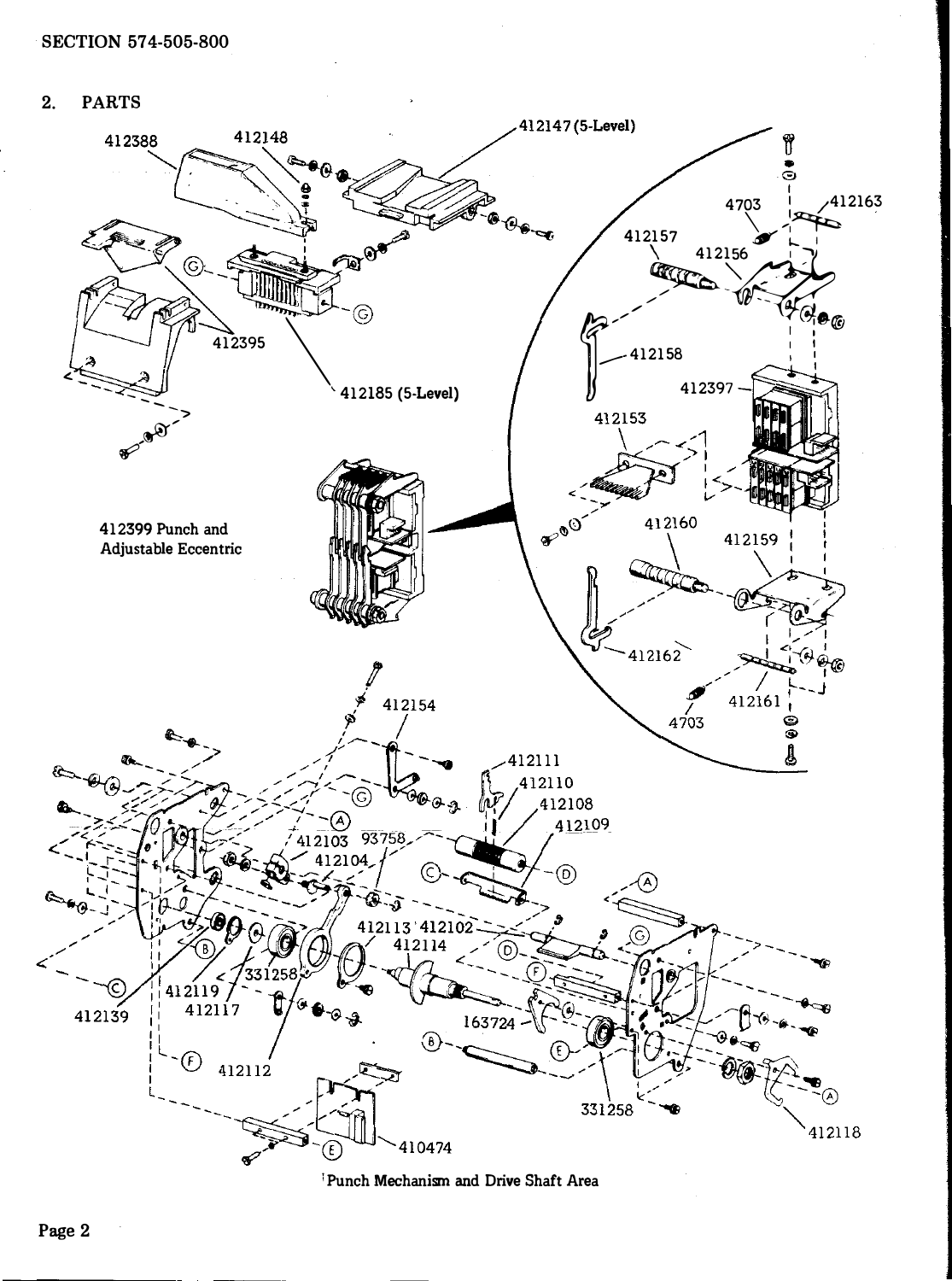## 2. PARTS

412388 412148 412147 (5-Level)

412395

412185 (5-Level)

412399 Punch and Adjustable Eccentric

4703 412163 412157 412156 412158 412397 412153 412160 412159 412162 412161 4703

412154 412111 412110 412108 412109 412103 93758 412104 412113 412102 412114 412119 412117 331258 412139 412112 163724 331258 412118 410474

Punch Mechanism and Drive Shaft Area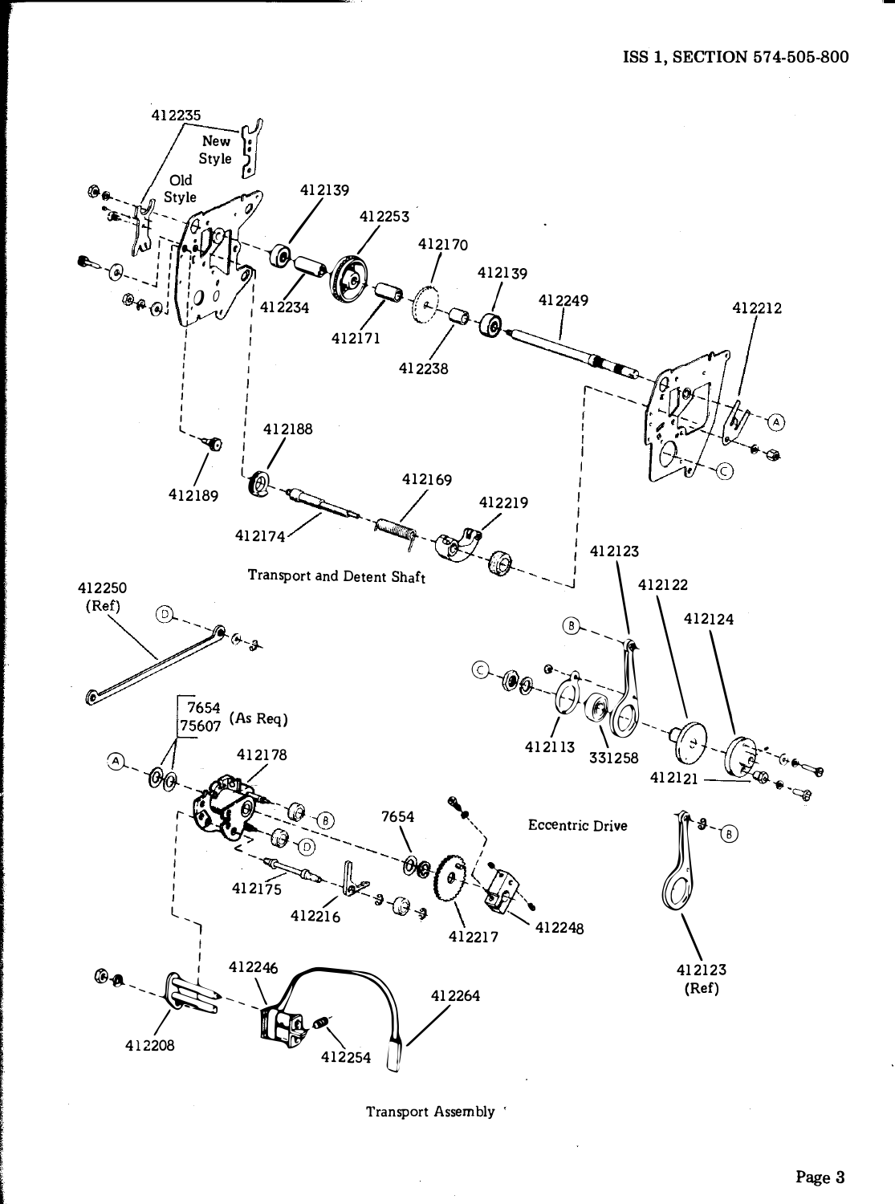412235

New Style

Old Style

412139

412253

412170

412139

412249

412212

412234

412171

412238

412188

412189

412169

412219

412174

Transport and Detent Shaft

412123

412122

412124

412250 (Ref)

412113

331258

412121

7654
75607 (As Req)

412178

7654

Eccentric Drive

412175

412216

412217

412248

412123 (Ref)

412246

412264

412208

412254

Transport Assembly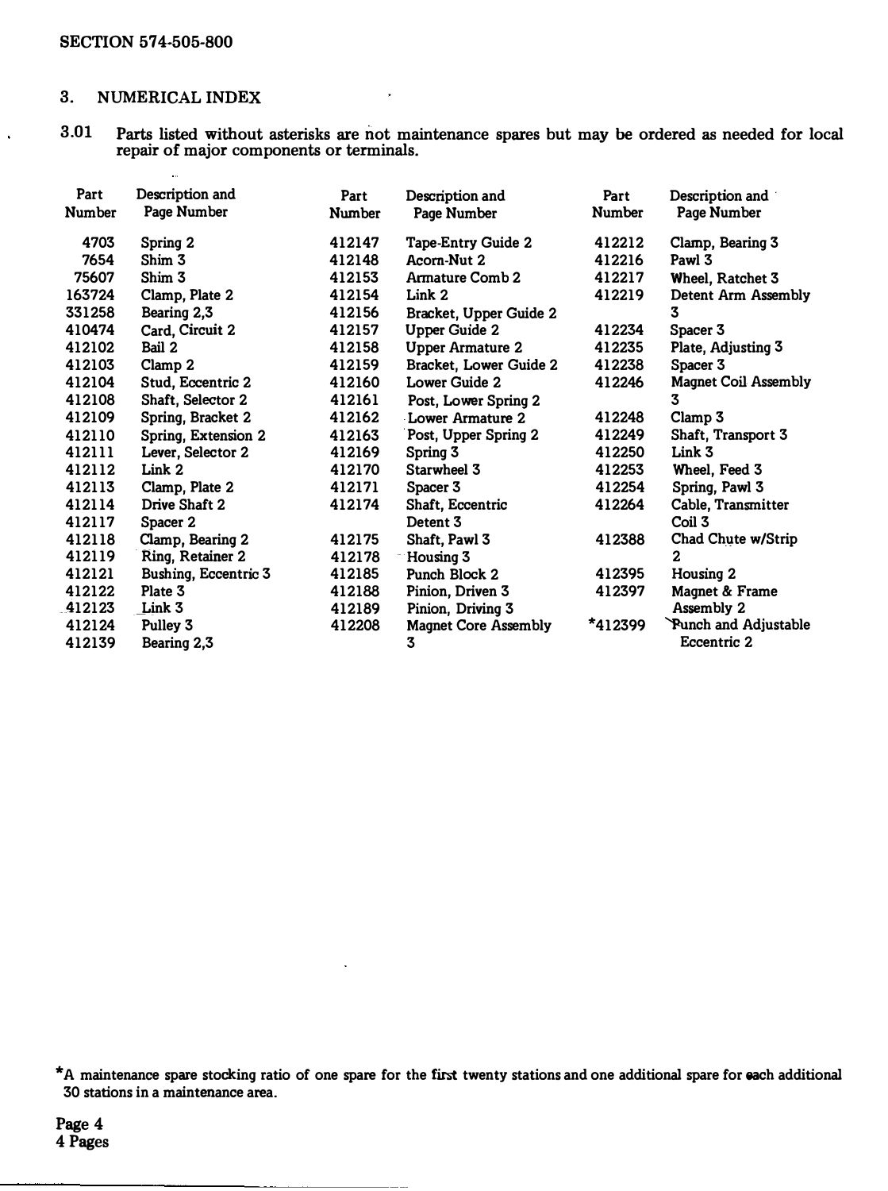## 3. NUMERICAL INDEX

3.01 Parts listed without asterisks are not maintenance spares but may be ordered as needed for local repair of major components or terminals.

| Part Number | Description and Page Number | Part Number | Description and Page Number | Part Number | Description and Page Number |
|---|---|---|---|---|---|
| 4703 | Spring 2 | 412147 | Tape-Entry Guide 2 | 412212 | Clamp, Bearing 3 |
| 7654 | Shim 3 | 412148 | Acorn-Nut 2 | 412216 | Pawl 3 |
| 75607 | Shim 3 | 412153 | Armature Comb 2 | 412217 | Wheel, Ratchet 3 |
| 163724 | Clamp, Plate 2 | 412154 | Link 2 | 412219 | Detent Arm Assembly 3 |
| 331258 | Bearing 2,3 | 412156 | Bracket, Upper Guide 2 | 412234 | Spacer 3 |
| 410474 | Card, Circuit 2 | 412157 | Upper Guide 2 | 412235 | Plate, Adjusting 3 |
| 412102 | Bail 2 | 412158 | Upper Armature 2 | 412238 | Spacer 3 |
| 412103 | Clamp 2 | 412159 | Bracket, Lower Guide 2 | 412246 | Magnet Coil Assembly 3 |
| 412104 | Stud, Eccentric 2 | 412160 | Lower Guide 2 | 412248 | Clamp 3 |
| 412108 | Shaft, Selector 2 | 412161 | Post, Lower Spring 2 | 412249 | Shaft, Transport 3 |
| 412109 | Spring, Bracket 2 | 412162 | Lower Armature 2 | 412250 | Link 3 |
| 412110 | Spring, Extension 2 | 412163 | Post, Upper Spring 2 | 412253 | Wheel, Feed 3 |
| 412111 | Lever, Selector 2 | 412169 | Spring 3 | 412254 | Spring, Pawl 3 |
| 412112 | Link 2 | 412170 | Starwheel 3 | 412264 | Cable, Transmitter Coil 3 |
| 412113 | Clamp, Plate 2 | 412171 | Spacer 3 | 412388 | Chad Chute w/Strip 2 |
| 412114 | Drive Shaft 2 | 412174 | Shaft, Eccentric Detent 3 | 412395 | Housing 2 |
| 412117 | Spacer 2 | 412175 | Shaft, Pawl 3 | 412397 | Magnet & Frame Assembly 2 |
| 412118 | Clamp, Bearing 2 | 412178 | Housing 3 | *412399 | Punch and Adjustable Eccentric 2 |
| 412119 | Ring, Retainer 2 | 412185 | Punch Block 2 | | |
| 412121 | Bushing, Eccentric 3 | 412188 | Pinion, Driven 3 | | |
| 412122 | Plate 3 | 412189 | Pinion, Driving 3 | | |
| 412123 | Link 3 | 412208 | Magnet Core Assembly 3 | | |
| 412124 | Pulley 3 | | | | |
| 412139 | Bearing 2,3 | | | | |

*A maintenance spare stocking ratio of one spare for the first twenty stations and one additional spare for each additional 30 stations in a maintenance area.